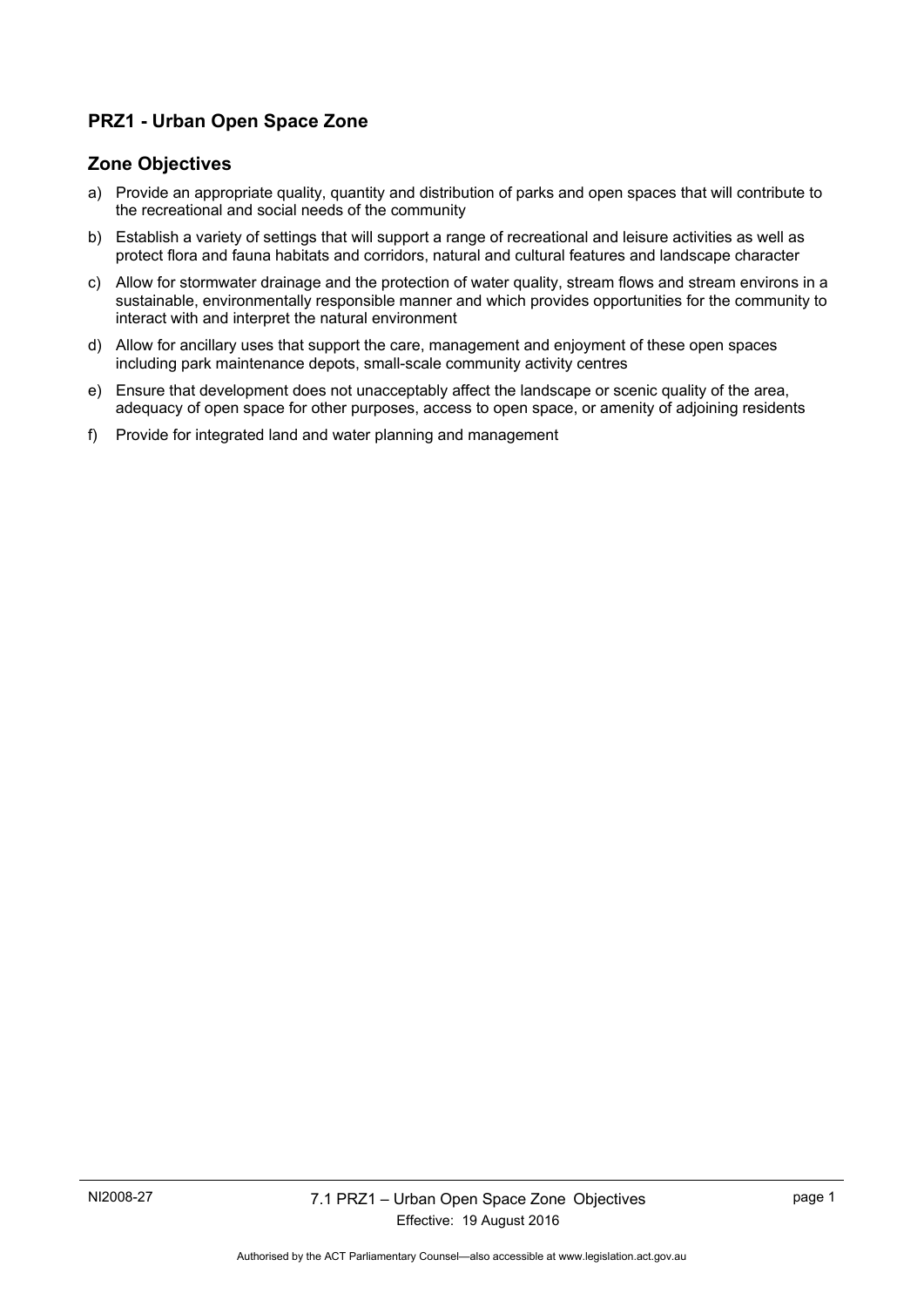## PRZ1 - Urban Open Space Zone

### Zone Objectives

a) Provide an appropriate quality, quantity and distribution of parks and open spaces that will contribute to the recreational and social needs of the community

b) Establish a variety of settings that will support a range of recreational and leisure activities as well as protect flora and fauna habitats and corridors, natural and cultural features and landscape character

c) Allow for stormwater drainage and the protection of water quality, stream flows and stream environs in a sustainable, environmentally responsible manner and which provides opportunities for the community to interact with and interpret the natural environment

d) Allow for ancillary uses that support the care, management and enjoyment of these open spaces including park maintenance depots, small-scale community activity centres

e) Ensure that development does not unacceptably affect the landscape or scenic quality of the area, adequacy of open space for other purposes, access to open space, or amenity of adjoining residents

f) Provide for integrated land and water planning and management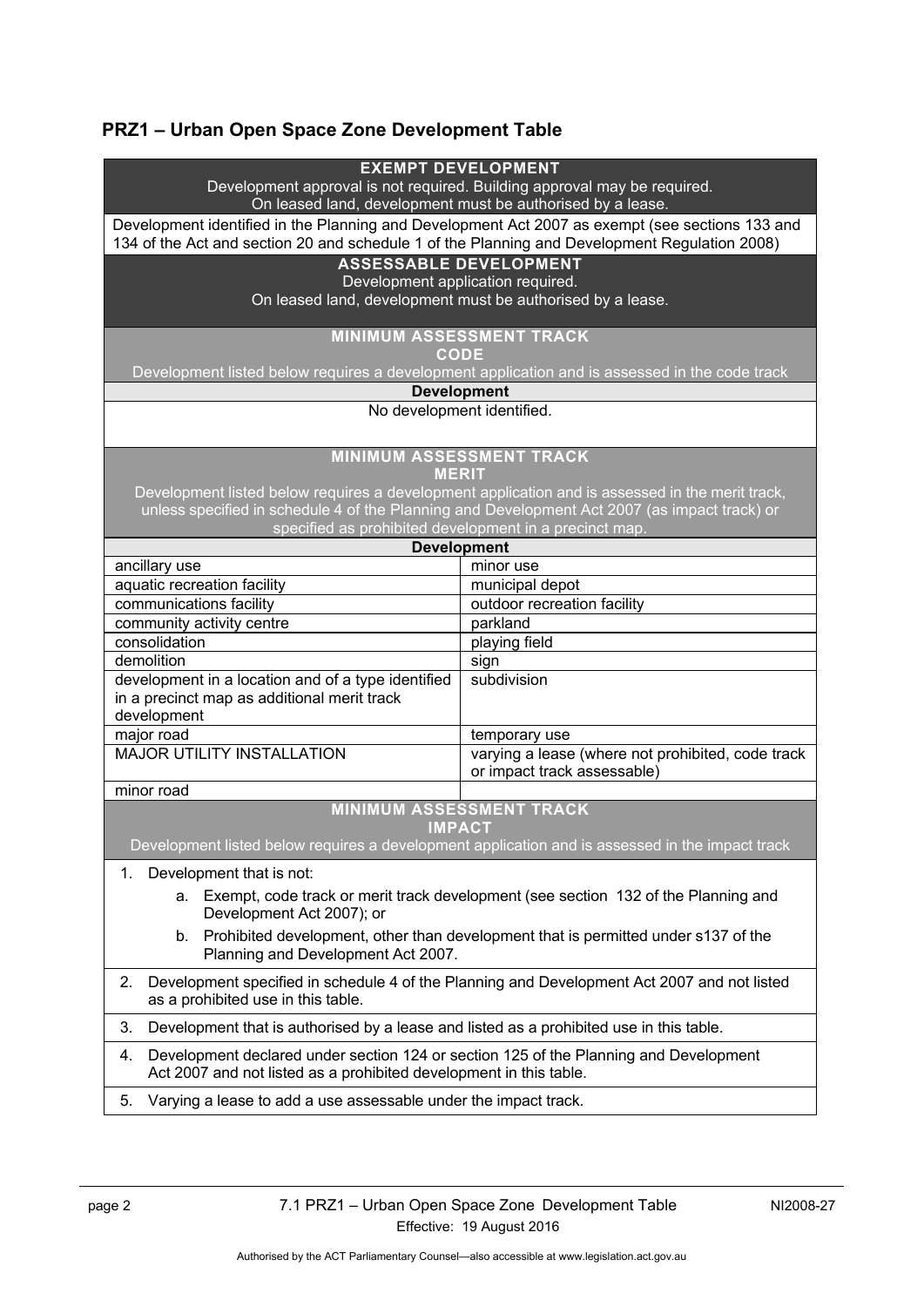## PRZ1 – Urban Open Space Zone Development Table

| EXEMPT DEVELOPMENT<br>Development approval is not required. Building approval may be required.<br>On leased land, development must be authorised by a lease. | |
|---|---|
| Development identified in the Planning and Development Act 2007 as exempt (see sections 133 and 134 of the Act and section 20 and schedule 1 of the Planning and Development Regulation 2008) | |
| **ASSESSABLE DEVELOPMENT**<br>Development application required.<br>On leased land, development must be authorised by a lease. | |
| **MINIMUM ASSESSMENT TRACK**<br>**CODE**<br>Development listed below requires a development application and is assessed in the code track | |
| **Development** | |
| No development identified. | |
| **MINIMUM ASSESSMENT TRACK**<br>**MERIT**<br>Development listed below requires a development application and is assessed in the merit track, unless specified in schedule 4 of the Planning and Development Act 2007 (as impact track) or specified as prohibited development in a precinct map. | |
| **Development** | |
| ancillary use | minor use |
| aquatic recreation facility | municipal depot |
| communications facility | outdoor recreation facility |
| community activity centre | parkland |
| consolidation | playing field |
| demolition | sign |
| development in a location and of a type identified in a precinct map as additional merit track development | subdivision |
| major road | temporary use |
| MAJOR UTILITY INSTALLATION | varying a lease (where not prohibited, code track or impact track assessable) |
| minor road | |
| **MINIMUM ASSESSMENT TRACK**<br>**IMPACT**<br>Development listed below requires a development application and is assessed in the impact track | |
| 1. Development that is not:<br>a. Exempt, code track or merit track development (see section 132 of the Planning and Development Act 2007); or<br>b. Prohibited development, other than development that is permitted under s137 of the Planning and Development Act 2007. | |
| 2. Development specified in schedule 4 of the Planning and Development Act 2007 and not listed as a prohibited use in this table. | |
| 3. Development that is authorised by a lease and listed as a prohibited use in this table. | |
| 4. Development declared under section 124 or section 125 of the Planning and Development Act 2007 and not listed as a prohibited development in this table. | |
| 5. Varying a lease to add a use assessable under the impact track. | |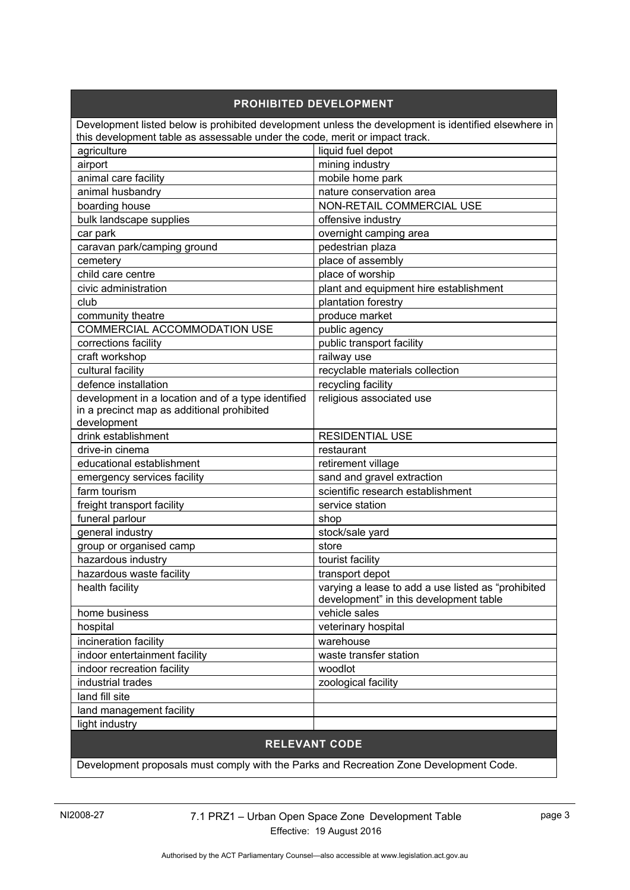## PROHIBITED DEVELOPMENT

Development listed below is prohibited development unless the development is identified elsewhere in this development table as assessable under the code, merit or impact track.

| | |
|---|---|
| agriculture | liquid fuel depot |
| airport | mining industry |
| animal care facility | mobile home park |
| animal husbandry | nature conservation area |
| boarding house | NON-RETAIL COMMERCIAL USE |
| bulk landscape supplies | offensive industry |
| car park | overnight camping area |
| caravan park/camping ground | pedestrian plaza |
| cemetery | place of assembly |
| child care centre | place of worship |
| civic administration | plant and equipment hire establishment |
| club | plantation forestry |
| community theatre | produce market |
| COMMERCIAL ACCOMMODATION USE | public agency |
| corrections facility | public transport facility |
| craft workshop | railway use |
| cultural facility | recyclable materials collection |
| defence installation | recycling facility |
| development in a location and of a type identified in a precinct map as additional prohibited development | religious associated use |
| drink establishment | RESIDENTIAL USE |
| drive-in cinema | restaurant |
| educational establishment | retirement village |
| emergency services facility | sand and gravel extraction |
| farm tourism | scientific research establishment |
| freight transport facility | service station |
| funeral parlour | shop |
| general industry | stock/sale yard |
| group or organised camp | store |
| hazardous industry | tourist facility |
| hazardous waste facility | transport depot |
| health facility | varying a lease to add a use listed as "prohibited development" in this development table |
| home business | vehicle sales |
| hospital | veterinary hospital |
| incineration facility | warehouse |
| indoor entertainment facility | waste transfer station |
| indoor recreation facility | woodlot |
| industrial trades | zoological facility |
| land fill site | |
| land management facility | |
| light industry | |

## RELEVANT CODE

Development proposals must comply with the Parks and Recreation Zone Development Code.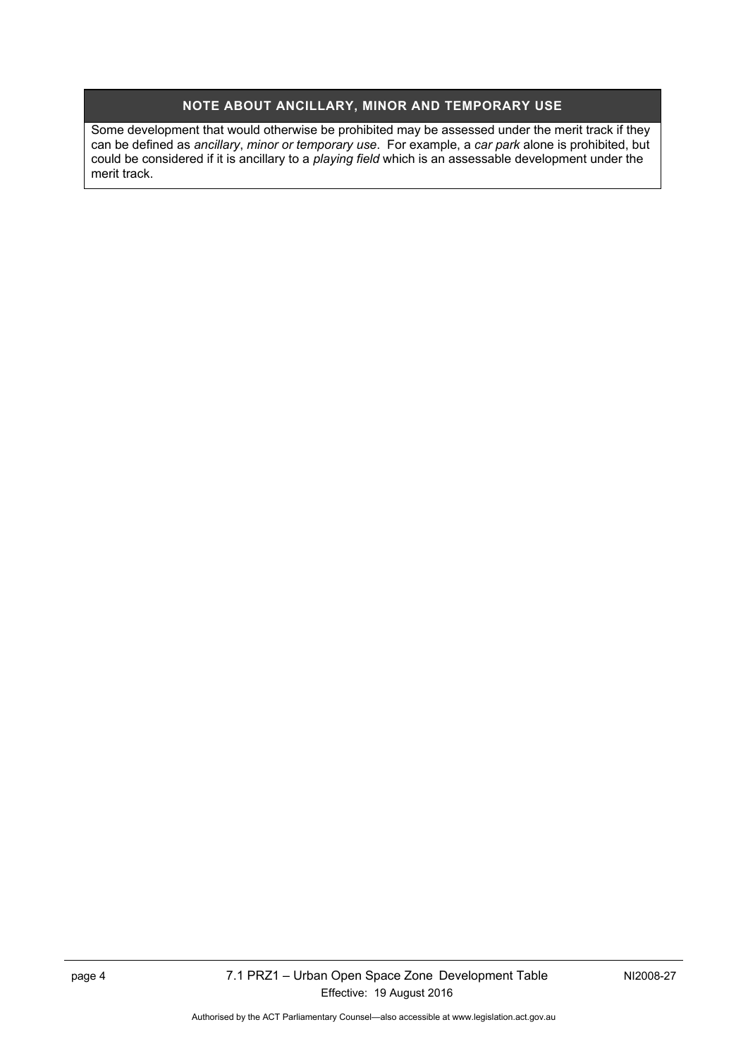## NOTE ABOUT ANCILLARY, MINOR AND TEMPORARY USE

Some development that would otherwise be prohibited may be assessed under the merit track if they can be defined as *ancillary*, *minor or temporary use*. For example, a *car park* alone is prohibited, but could be considered if it is ancillary to a *playing field* which is an assessable development under the merit track.